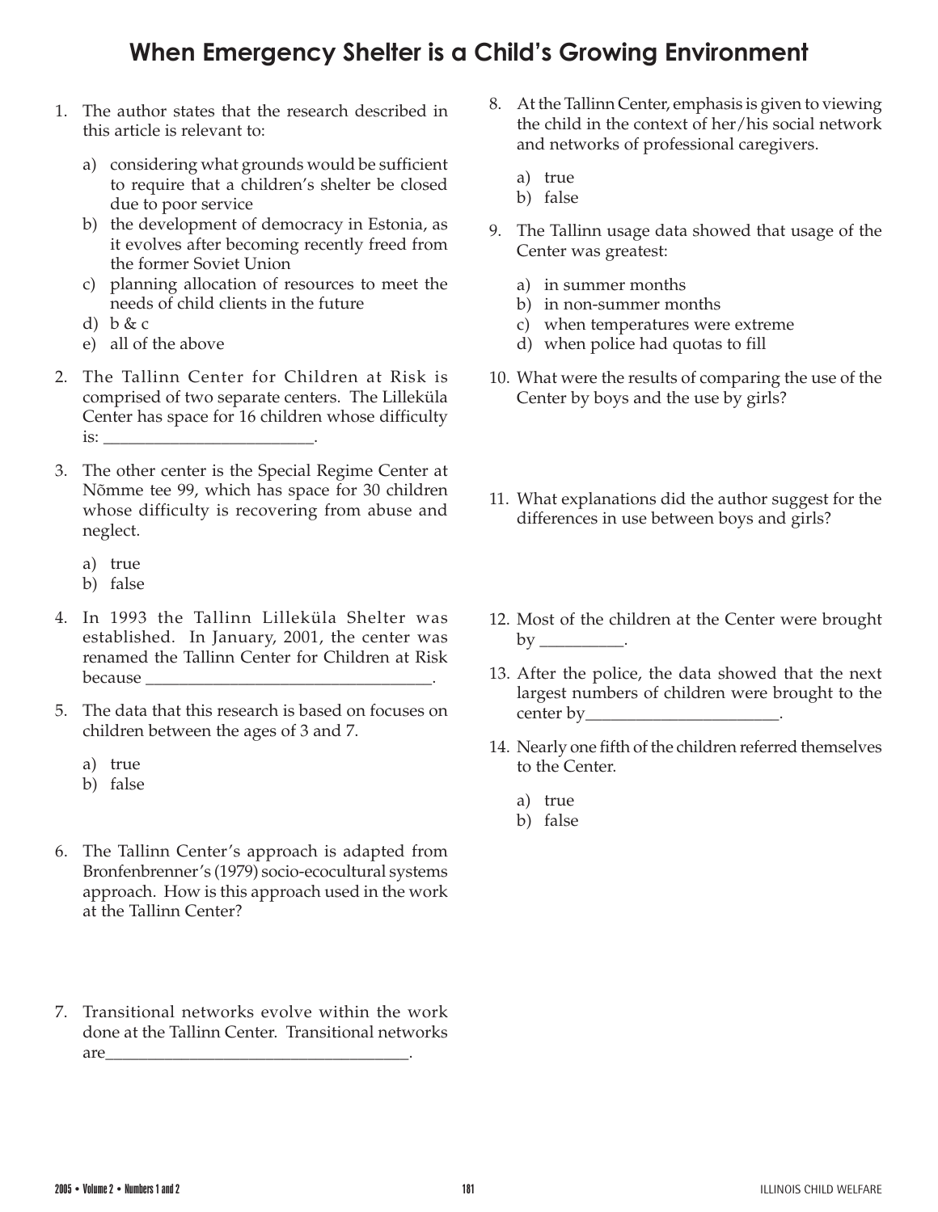# When Emergency Shelter is a Child's Growing Environment

1. The author states that the research described in this article is relevant to:

   a) considering what grounds would be sufficient to require that a children's shelter be closed due to poor service
   b) the development of democracy in Estonia, as it evolves after becoming recently freed from the former Soviet Union
   c) planning allocation of resources to meet the needs of child clients in the future
   d) b & c
   e) all of the above

2. The Tallinn Center for Children at Risk is comprised of two separate centers. The Lilleküla Center has space for 16 children whose difficulty is: ________________________.

3. The other center is the Special Regime Center at Nõmme tee 99, which has space for 30 children whose difficulty is recovering from abuse and neglect.

   a) true
   b) false

4. In 1993 the Tallinn Lilleküla Shelter was established. In January, 2001, the center was renamed the Tallinn Center for Children at Risk because _________________________________.

5. The data that this research is based on focuses on children between the ages of 3 and 7.

   a) true
   b) false

6. The Tallinn Center's approach is adapted from Bronfenbrenner's (1979) socio-ecocultural systems approach. How is this approach used in the work at the Tallinn Center?

7. Transitional networks evolve within the work done at the Tallinn Center. Transitional networks are___________________________________.

8. At the Tallinn Center, emphasis is given to viewing the child in the context of her/his social network and networks of professional caregivers.

   a) true
   b) false

9. The Tallinn usage data showed that usage of the Center was greatest:

   a) in summer months
   b) in non-summer months
   c) when temperatures were extreme
   d) when police had quotas to fill

10. What were the results of comparing the use of the Center by boys and the use by girls?

11. What explanations did the author suggest for the differences in use between boys and girls?

12. Most of the children at the Center were brought by _________.

13. After the police, the data showed that the next largest numbers of children were brought to the center by______________________.

14. Nearly one fifth of the children referred themselves to the Center.

    a) true
    b) false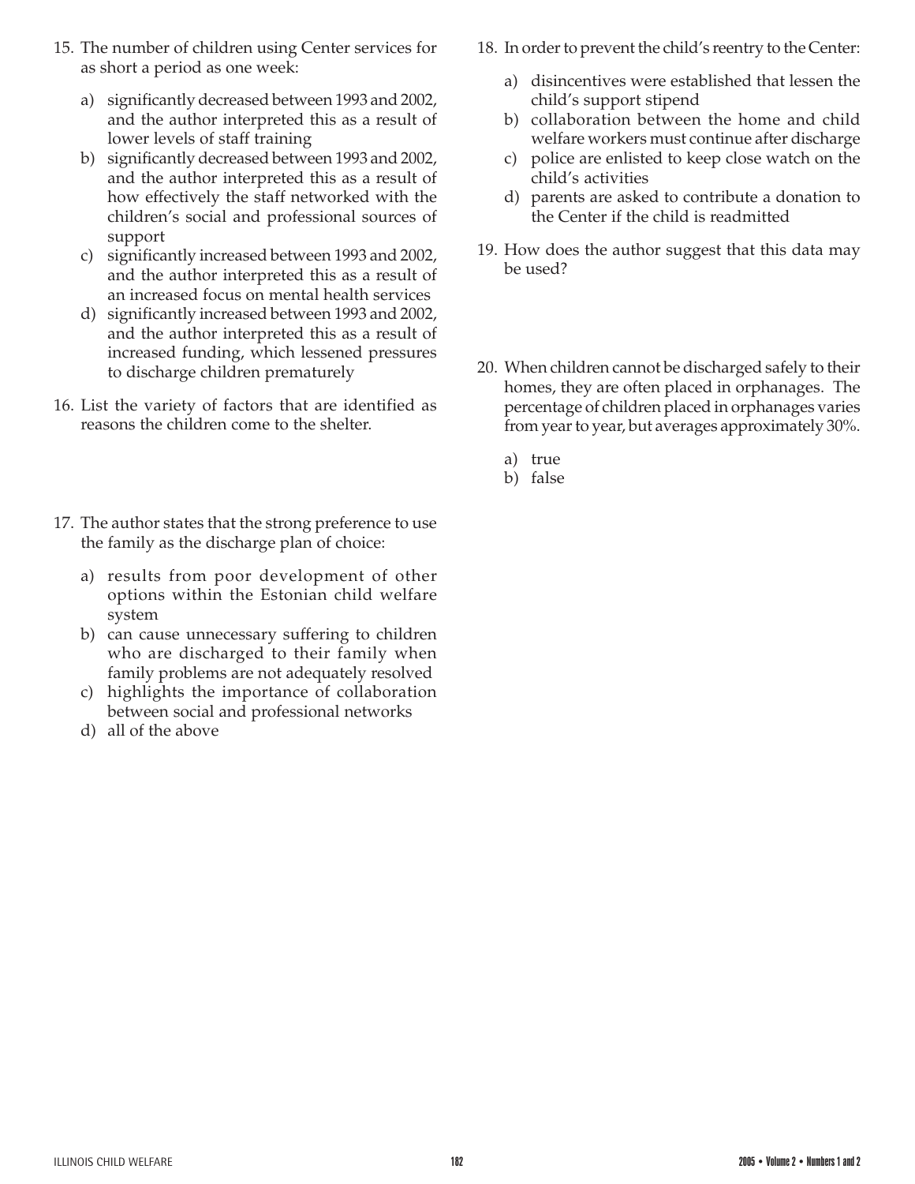15. The number of children using Center services for as short a period as one week:

    a) significantly decreased between 1993 and 2002, and the author interpreted this as a result of lower levels of staff training
    b) significantly decreased between 1993 and 2002, and the author interpreted this as a result of how effectively the staff networked with the children's social and professional sources of support
    c) significantly increased between 1993 and 2002, and the author interpreted this as a result of an increased focus on mental health services
    d) significantly increased between 1993 and 2002, and the author interpreted this as a result of increased funding, which lessened pressures to discharge children prematurely

16. List the variety of factors that are identified as reasons the children come to the shelter.

17. The author states that the strong preference to use the family as the discharge plan of choice:

    a) results from poor development of other options within the Estonian child welfare system
    b) can cause unnecessary suffering to children who are discharged to their family when family problems are not adequately resolved
    c) highlights the importance of collaboration between social and professional networks
    d) all of the above

18. In order to prevent the child's reentry to the Center:

    a) disincentives were established that lessen the child's support stipend
    b) collaboration between the home and child welfare workers must continue after discharge
    c) police are enlisted to keep close watch on the child's activities
    d) parents are asked to contribute a donation to the Center if the child is readmitted

19. How does the author suggest that this data may be used?

20. When children cannot be discharged safely to their homes, they are often placed in orphanages. The percentage of children placed in orphanages varies from year to year, but averages approximately 30%.

    a) true
    b) false